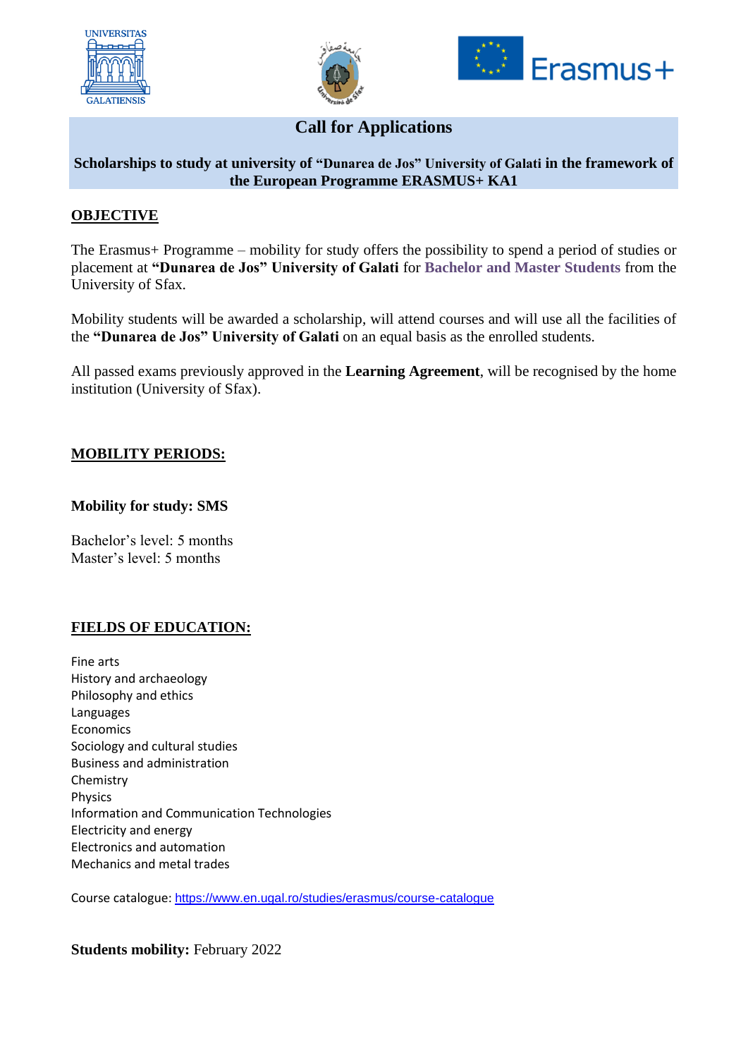# Call for Applications

**Scholarships to study at university of "Dunarea de Jos" University of Galati in the framework of the European Programme ERASMUS+ KA1**

## OBJECTIVE

The Erasmus+ Programme – mobility for study offers the possibility to spend a period of studies or placement at **"Dunarea de Jos" University of Galati** for **Bachelor and Master Students** from the University of Sfax.

Mobility students will be awarded a scholarship, will attend courses and will use all the facilities of the **"Dunarea de Jos" University of Galati** on an equal basis as the enrolled students.

All passed exams previously approved in the **Learning Agreement**, will be recognised by the home institution (University of Sfax).

## MOBILITY PERIODS:

**Mobility for study: SMS**

Bachelor's level: 5 months
Master's level: 5 months

## FIELDS OF EDUCATION:

Fine arts
History and archaeology
Philosophy and ethics
Languages
Economics
Sociology and cultural studies
Business and administration
Chemistry
Physics
Information and Communication Technologies
Electricity and energy
Electronics and automation
Mechanics and metal trades

Course catalogue: https://www.en.ugal.ro/studies/erasmus/course-catalogue

**Students mobility:** February 2022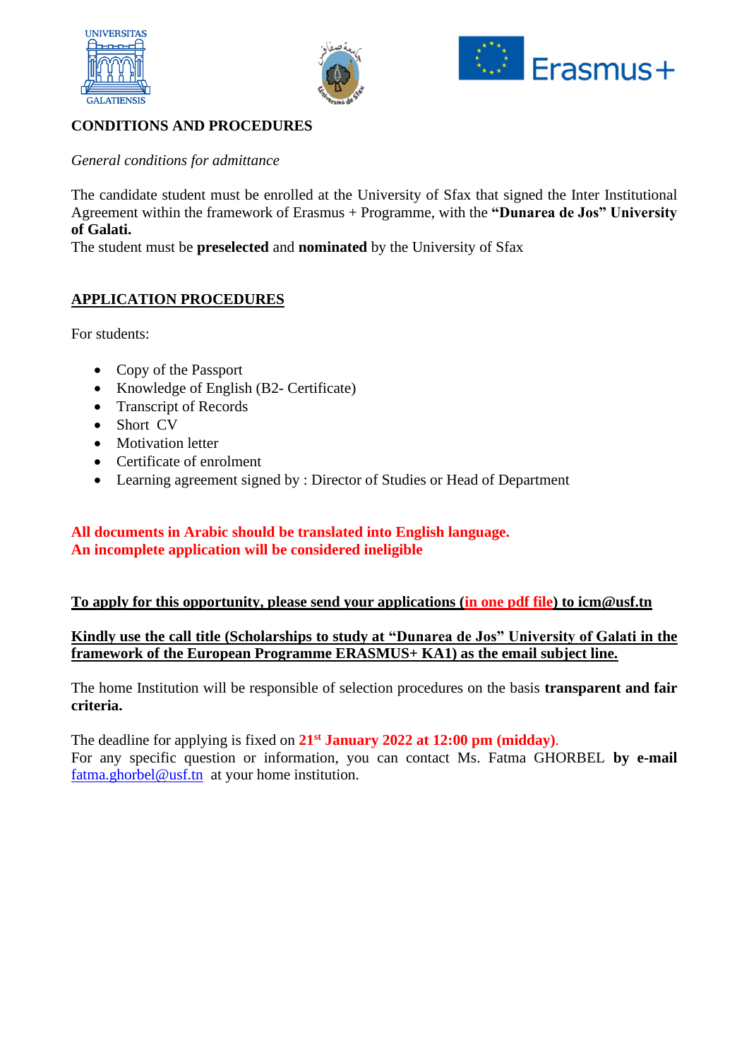## CONDITIONS AND PROCEDURES

*General conditions for admittance*

The candidate student must be enrolled at the University of Sfax that signed the Inter Institutional Agreement within the framework of Erasmus + Programme, with the **"Dunarea de Jos" University of Galati.**
The student must be **preselected** and **nominated** by the University of Sfax

## APPLICATION PROCEDURES

For students:

- Copy of the Passport
- Knowledge of English (B2- Certificate)
- Transcript of Records
- Short CV
- Motivation letter
- Certificate of enrolment
- Learning agreement signed by : Director of Studies or Head of Department

**All documents in Arabic should be translated into English language.**
**An incomplete application will be considered ineligible**

**To apply for this opportunity, please send your applications (in one pdf file) to icm@usf.tn**

**Kindly use the call title (Scholarships to study at "Dunarea de Jos" University of Galati in the framework of the European Programme ERASMUS+ KA1) as the email subject line.**

The home Institution will be responsible of selection procedures on the basis **transparent and fair criteria.**

The deadline for applying is fixed on **21st January 2022 at 12:00 pm (midday)**.
For any specific question or information, you can contact Ms. Fatma GHORBEL **by e-mail** fatma.ghorbel@usf.tn at your home institution.